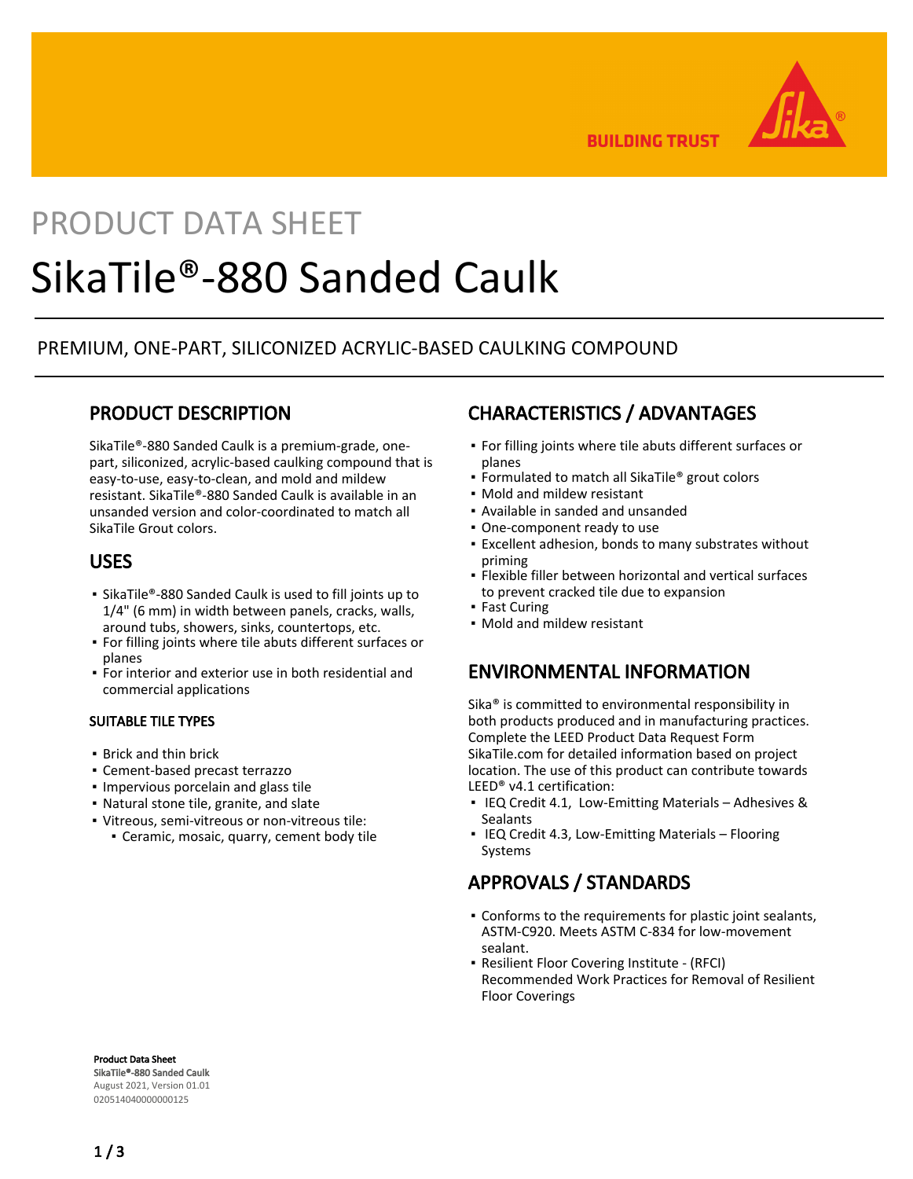PRODUCT DATA SHEET

# SikaTile®-880 Sanded Caulk

PREMIUM, ONE-PART, SILICONIZED ACRYLIC-BASED CAULKING COMPOUND

## PRODUCT DESCRIPTION

SikaTile®-880 Sanded Caulk is a premium-grade, one-part, siliconized, acrylic-based caulking compound that is easy-to-use, easy-to-clean, and mold and mildew resistant. SikaTile®-880 Sanded Caulk is available in an unsanded version and color-coordinated to match all SikaTile Grout colors.

## USES

- SikaTile®-880 Sanded Caulk is used to fill joints up to 1/4" (6 mm) in width between panels, cracks, walls, around tubs, showers, sinks, countertops, etc.
- For filling joints where tile abuts different surfaces or planes
- For interior and exterior use in both residential and commercial applications

### SUITABLE TILE TYPES

- Brick and thin brick
- Cement-based precast terrazzo
- Impervious porcelain and glass tile
- Natural stone tile, granite, and slate
- Vitreous, semi-vitreous or non-vitreous tile:
  - Ceramic, mosaic, quarry, cement body tile

## CHARACTERISTICS / ADVANTAGES

- For filling joints where tile abuts different surfaces or planes
- Formulated to match all SikaTile® grout colors
- Mold and mildew resistant
- Available in sanded and unsanded
- One-component ready to use
- Excellent adhesion, bonds to many substrates without priming
- Flexible filler between horizontal and vertical surfaces to prevent cracked tile due to expansion
- Fast Curing
- Mold and mildew resistant

## ENVIRONMENTAL INFORMATION

Sika® is committed to environmental responsibility in both products produced and in manufacturing practices. Complete the LEED Product Data Request Form SikaTile.com for detailed information based on project location. The use of this product can contribute towards LEED® v4.1 certification:

- IEQ Credit 4.1, Low-Emitting Materials – Adhesives & Sealants
- IEQ Credit 4.3, Low-Emitting Materials – Flooring Systems

## APPROVALS / STANDARDS

- Conforms to the requirements for plastic joint sealants, ASTM-C920. Meets ASTM C-834 for low-movement sealant.
- Resilient Floor Covering Institute - (RFCI) Recommended Work Practices for Removal of Resilient Floor Coverings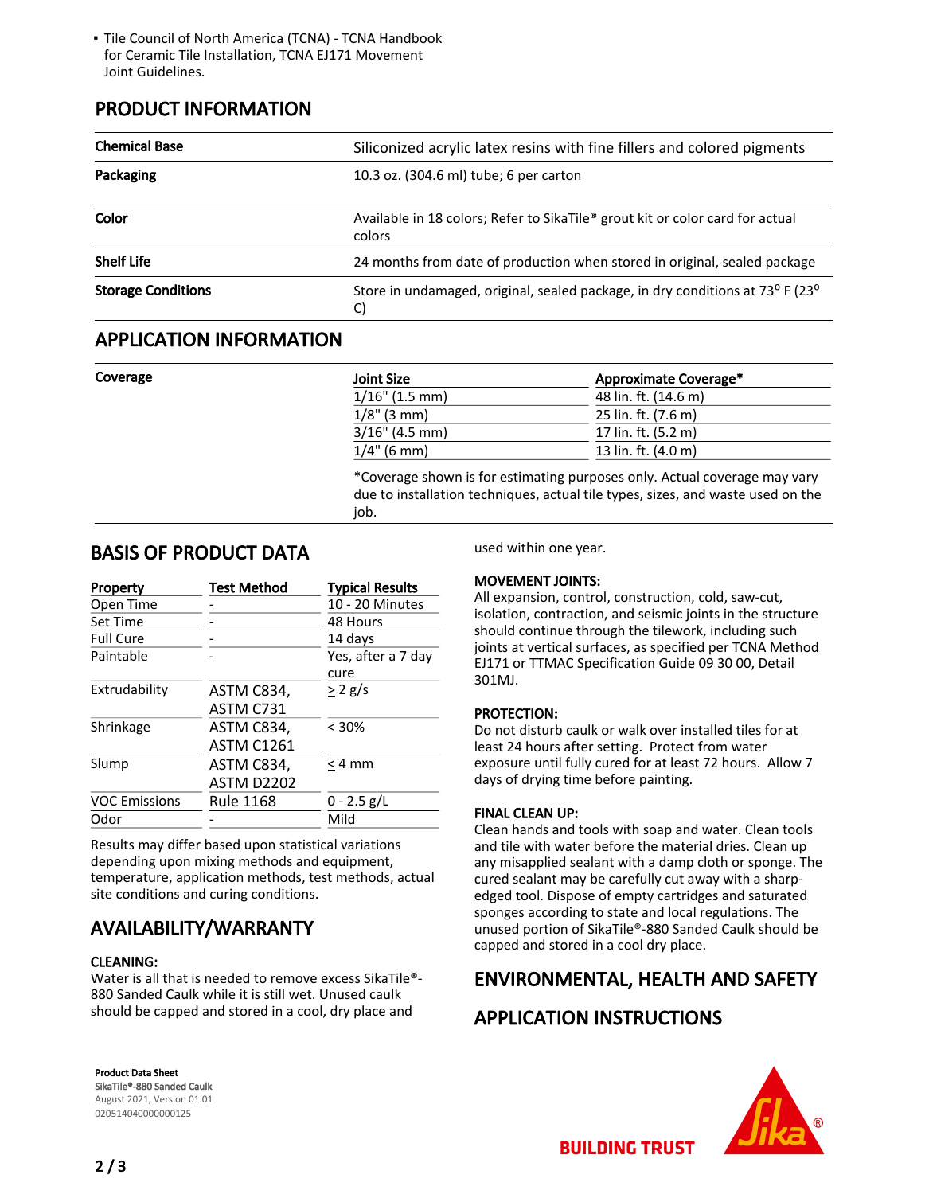- Tile Council of North America (TCNA) - TCNA Handbook for Ceramic Tile Installation, TCNA EJ171 Movement Joint Guidelines.

## PRODUCT INFORMATION

| | |
|---|---|
| **Chemical Base** | Siliconized acrylic latex resins with fine fillers and colored pigments |
| **Packaging** | 10.3 oz. (304.6 ml) tube; 6 per carton |
| **Color** | Available in 18 colors; Refer to SikaTile® grout kit or color card for actual colors |
| **Shelf Life** | 24 months from date of production when stored in original, sealed package |
| **Storage Conditions** | Store in undamaged, original, sealed package, in dry conditions at 73° F (23° C) |

## APPLICATION INFORMATION

**Coverage**

| Joint Size | Approximate Coverage* |
|---|---|
| 1/16" (1.5 mm) | 48 lin. ft. (14.6 m) |
| 1/8" (3 mm) | 25 lin. ft. (7.6 m) |
| 3/16" (4.5 mm) | 17 lin. ft. (5.2 m) |
| 1/4" (6 mm) | 13 lin. ft. (4.0 m) |

*Coverage shown is for estimating purposes only. Actual coverage may vary due to installation techniques, actual tile types, sizes, and waste used on the job.

## BASIS OF PRODUCT DATA

| Property | Test Method | Typical Results |
|---|---|---|
| Open Time | - | 10 - 20 Minutes |
| Set Time | - | 48 Hours |
| Full Cure | - | 14 days |
| Paintable | - | Yes, after a 7 day cure |
| Extrudability | ASTM C834, ASTM C731 | ≥ 2 g/s |
| Shrinkage | ASTM C834, ASTM C1261 | < 30% |
| Slump | ASTM C834, ASTM D2202 | ≤ 4 mm |
| VOC Emissions | Rule 1168 | 0 - 2.5 g/L |
| Odor | - | Mild |

Results may differ based upon statistical variations depending upon mixing methods and equipment, temperature, application methods, test methods, actual site conditions and curing conditions.

## AVAILABILITY/WARRANTY

**CLEANING:**
Water is all that is needed to remove excess SikaTile®-880 Sanded Caulk while it is still wet. Unused caulk should be capped and stored in a cool, dry place and used within one year.

**MOVEMENT JOINTS:**
All expansion, control, construction, cold, saw-cut, isolation, contraction, and seismic joints in the structure should continue through the tilework, including such joints at vertical surfaces, as specified per TCNA Method EJ171 or TTMAC Specification Guide 09 30 00, Detail 301MJ.

**PROTECTION:**
Do not disturb caulk or walk over installed tiles for at least 24 hours after setting. Protect from water exposure until fully cured for at least 72 hours. Allow 7 days of drying time before painting.

**FINAL CLEAN UP:**
Clean hands and tools with soap and water. Clean tools and tile with water before the material dries. Clean up any misapplied sealant with a damp cloth or sponge. The cured sealant may be carefully cut away with a sharp-edged tool. Dispose of empty cartridges and saturated sponges according to state and local regulations. The unused portion of SikaTile®-880 Sanded Caulk should be capped and stored in a cool dry place.

## ENVIRONMENTAL, HEALTH AND SAFETY

## APPLICATION INSTRUCTIONS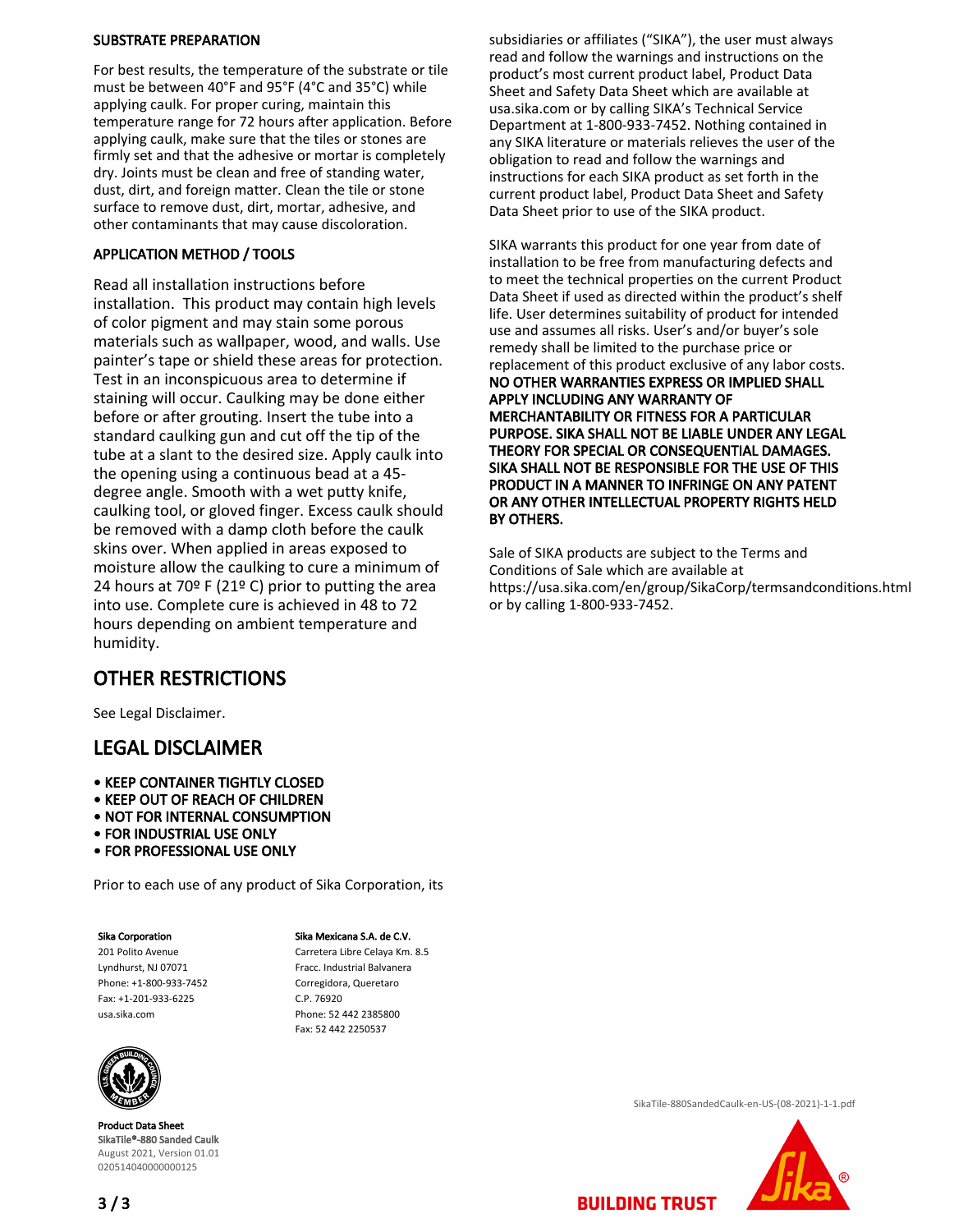### SUBSTRATE PREPARATION

For best results, the temperature of the substrate or tile must be between 40°F and 95°F (4°C and 35°C) while applying caulk. For proper curing, maintain this temperature range for 72 hours after application. Before applying caulk, make sure that the tiles or stones are firmly set and that the adhesive or mortar is completely dry. Joints must be clean and free of standing water, dust, dirt, and foreign matter. Clean the tile or stone surface to remove dust, dirt, mortar, adhesive, and other contaminants that may cause discoloration.

### APPLICATION METHOD / TOOLS

Read all installation instructions before installation. This product may contain high levels of color pigment and may stain some porous materials such as wallpaper, wood, and walls. Use painter's tape or shield these areas for protection. Test in an inconspicuous area to determine if staining will occur. Caulking may be done either before or after grouting. Insert the tube into a standard caulking gun and cut off the tip of the tube at a slant to the desired size. Apply caulk into the opening using a continuous bead at a 45-degree angle. Smooth with a wet putty knife, caulking tool, or gloved finger. Excess caulk should be removed with a damp cloth before the caulk skins over. When applied in areas exposed to moisture allow the caulking to cure a minimum of 24 hours at 70º F (21º C) prior to putting the area into use. Complete cure is achieved in 48 to 72 hours depending on ambient temperature and humidity.

## OTHER RESTRICTIONS

See Legal Disclaimer.

## LEGAL DISCLAIMER

- **KEEP CONTAINER TIGHTLY CLOSED**
- **KEEP OUT OF REACH OF CHILDREN**
- **NOT FOR INTERNAL CONSUMPTION**
- **FOR INDUSTRIAL USE ONLY**
- **FOR PROFESSIONAL USE ONLY**

Prior to each use of any product of Sika Corporation, its subsidiaries or affiliates ("SIKA"), the user must always read and follow the warnings and instructions on the product's most current product label, Product Data Sheet and Safety Data Sheet which are available at usa.sika.com or by calling SIKA's Technical Service Department at 1-800-933-7452. Nothing contained in any SIKA literature or materials relieves the user of the obligation to read and follow the warnings and instructions for each SIKA product as set forth in the current product label, Product Data Sheet and Safety Data Sheet prior to use of the SIKA product.

SIKA warrants this product for one year from date of installation to be free from manufacturing defects and to meet the technical properties on the current Product Data Sheet if used as directed within the product's shelf life. User determines suitability of product for intended use and assumes all risks. User's and/or buyer's sole remedy shall be limited to the purchase price or replacement of this product exclusive of any labor costs. **NO OTHER WARRANTIES EXPRESS OR IMPLIED SHALL APPLY INCLUDING ANY WARRANTY OF MERCHANTABILITY OR FITNESS FOR A PARTICULAR PURPOSE. SIKA SHALL NOT BE LIABLE UNDER ANY LEGAL THEORY FOR SPECIAL OR CONSEQUENTIAL DAMAGES. SIKA SHALL NOT BE RESPONSIBLE FOR THE USE OF THIS PRODUCT IN A MANNER TO INFRINGE ON ANY PATENT OR ANY OTHER INTELLECTUAL PROPERTY RIGHTS HELD BY OTHERS.**

Sale of SIKA products are subject to the Terms and Conditions of Sale which are available at https://usa.sika.com/en/group/SikaCorp/termsandconditions.html or by calling 1-800-933-7452.

**Sika Corporation**
201 Polito Avenue
Lyndhurst, NJ 07071
Phone: +1-800-933-7452
Fax: +1-201-933-6225
usa.sika.com

**Sika Mexicana S.A. de C.V.**
Carretera Libre Celaya Km. 8.5
Fracc. Industrial Balvanera
Corregidora, Queretaro
C.P. 76920
Phone: 52 442 2385800
Fax: 52 442 2250537

**Product Data Sheet**
**SikaTile®-880 Sanded Caulk**
August 2021, Version 01.01
020514040000000125

SikaTile-880SandedCaulk-en-US-(08-2021)-1-1.pdf

BUILDING TRUST